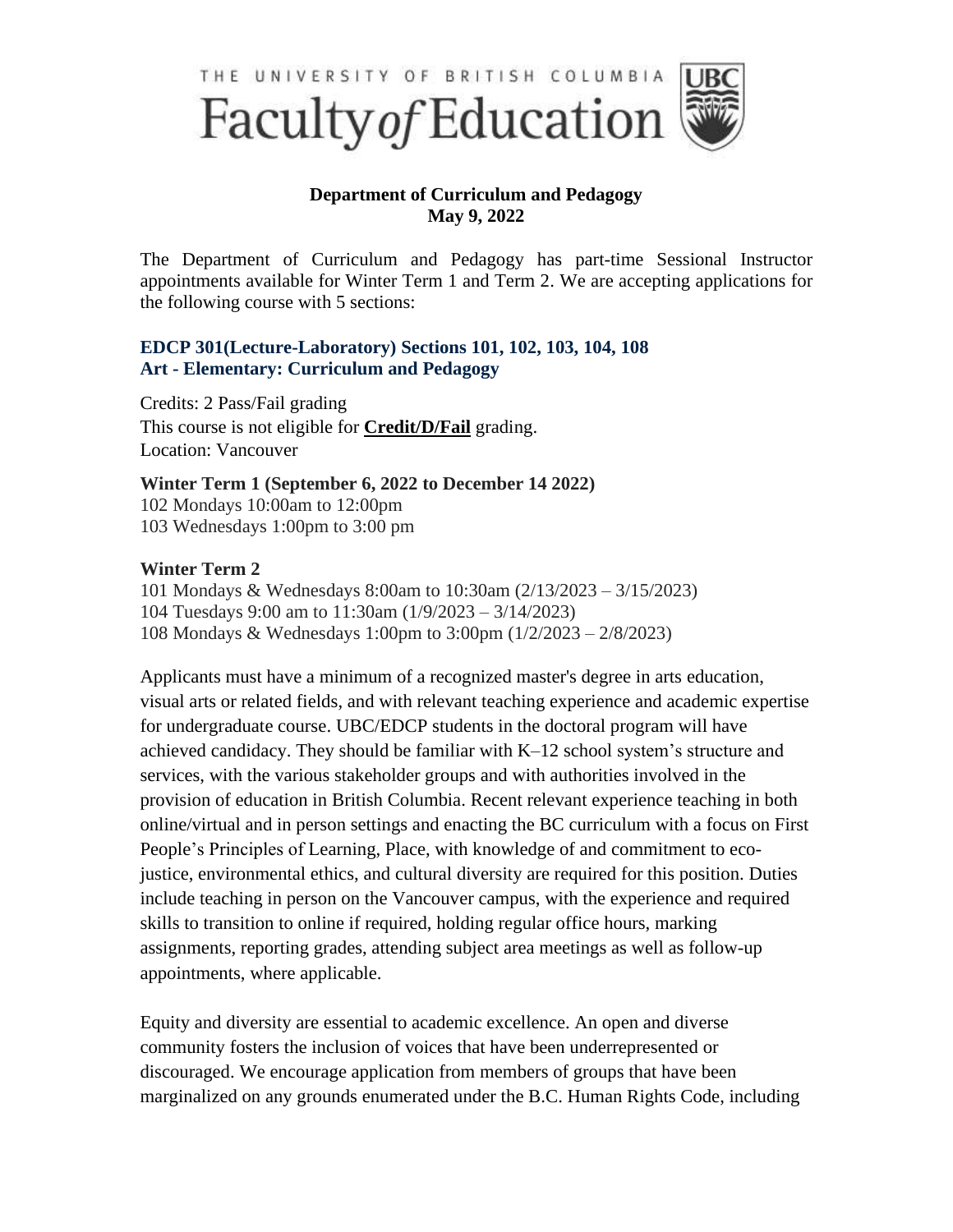THE UNIVERSITY OF BRITISH COLUMBIA

# Faculty *of* Education

**Department of Curriculum and Pedagogy**
**May 9, 2022**

The Department of Curriculum and Pedagogy has part-time Sessional Instructor appointments available for Winter Term 1 and Term 2. We are accepting applications for the following course with 5 sections:

### EDCP 301(Lecture-Laboratory) Sections 101, 102, 103, 104, 108
### Art - Elementary: Curriculum and Pedagogy

Credits: 2 Pass/Fail grading
This course is not eligible for **Credit/D/Fail** grading.
Location: Vancouver

**Winter Term 1 (September 6, 2022 to December 14 2022)**
102 Mondays 10:00am to 12:00pm
103 Wednesdays 1:00pm to 3:00 pm

**Winter Term 2**
101 Mondays & Wednesdays 8:00am to 10:30am (2/13/2023 – 3/15/2023)
104 Tuesdays 9:00 am to 11:30am (1/9/2023 – 3/14/2023)
108 Mondays & Wednesdays 1:00pm to 3:00pm (1/2/2023 – 2/8/2023)

Applicants must have a minimum of a recognized master's degree in arts education, visual arts or related fields, and with relevant teaching experience and academic expertise for undergraduate course. UBC/EDCP students in the doctoral program will have achieved candidacy. They should be familiar with K–12 school system's structure and services, with the various stakeholder groups and with authorities involved in the provision of education in British Columbia. Recent relevant experience teaching in both online/virtual and in person settings and enacting the BC curriculum with a focus on First People's Principles of Learning, Place, with knowledge of and commitment to eco-justice, environmental ethics, and cultural diversity are required for this position. Duties include teaching in person on the Vancouver campus, with the experience and required skills to transition to online if required, holding regular office hours, marking assignments, reporting grades, attending subject area meetings as well as follow-up appointments, where applicable.

Equity and diversity are essential to academic excellence. An open and diverse community fosters the inclusion of voices that have been underrepresented or discouraged. We encourage application from members of groups that have been marginalized on any grounds enumerated under the B.C. Human Rights Code, including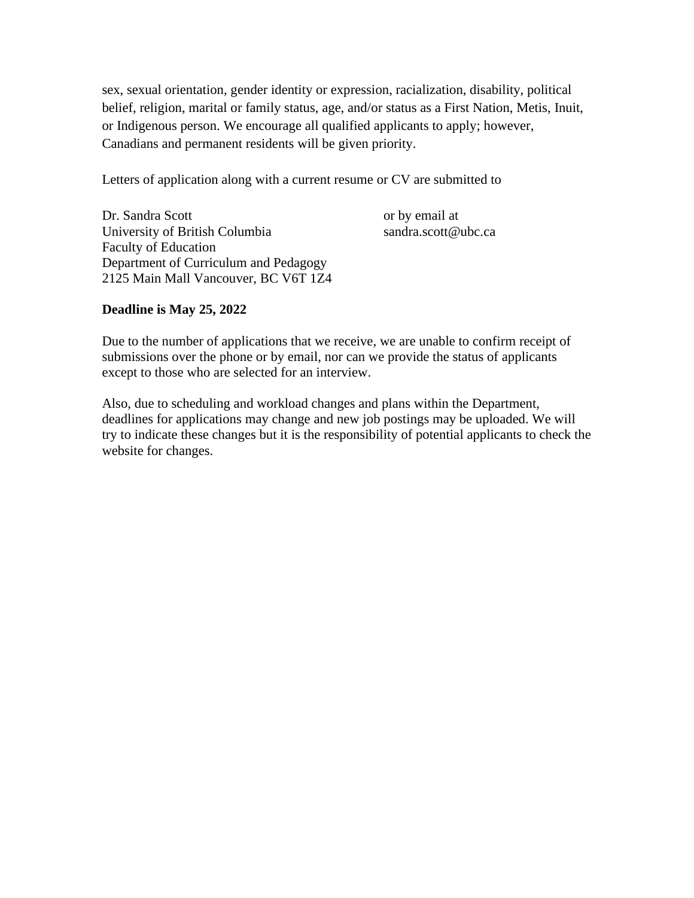sex, sexual orientation, gender identity or expression, racialization, disability, political belief, religion, marital or family status, age, and/or status as a First Nation, Metis, Inuit, or Indigenous person. We encourage all qualified applicants to apply; however, Canadians and permanent residents will be given priority.

Letters of application along with a current resume or CV are submitted to

Dr. Sandra Scott
University of British Columbia
Faculty of Education
Department of Curriculum and Pedagogy
2125 Main Mall Vancouver, BC V6T 1Z4

or by email at
sandra.scott@ubc.ca

**Deadline is May 25, 2022**

Due to the number of applications that we receive, we are unable to confirm receipt of submissions over the phone or by email, nor can we provide the status of applicants except to those who are selected for an interview.

Also, due to scheduling and workload changes and plans within the Department, deadlines for applications may change and new job postings may be uploaded. We will try to indicate these changes but it is the responsibility of potential applicants to check the website for changes.